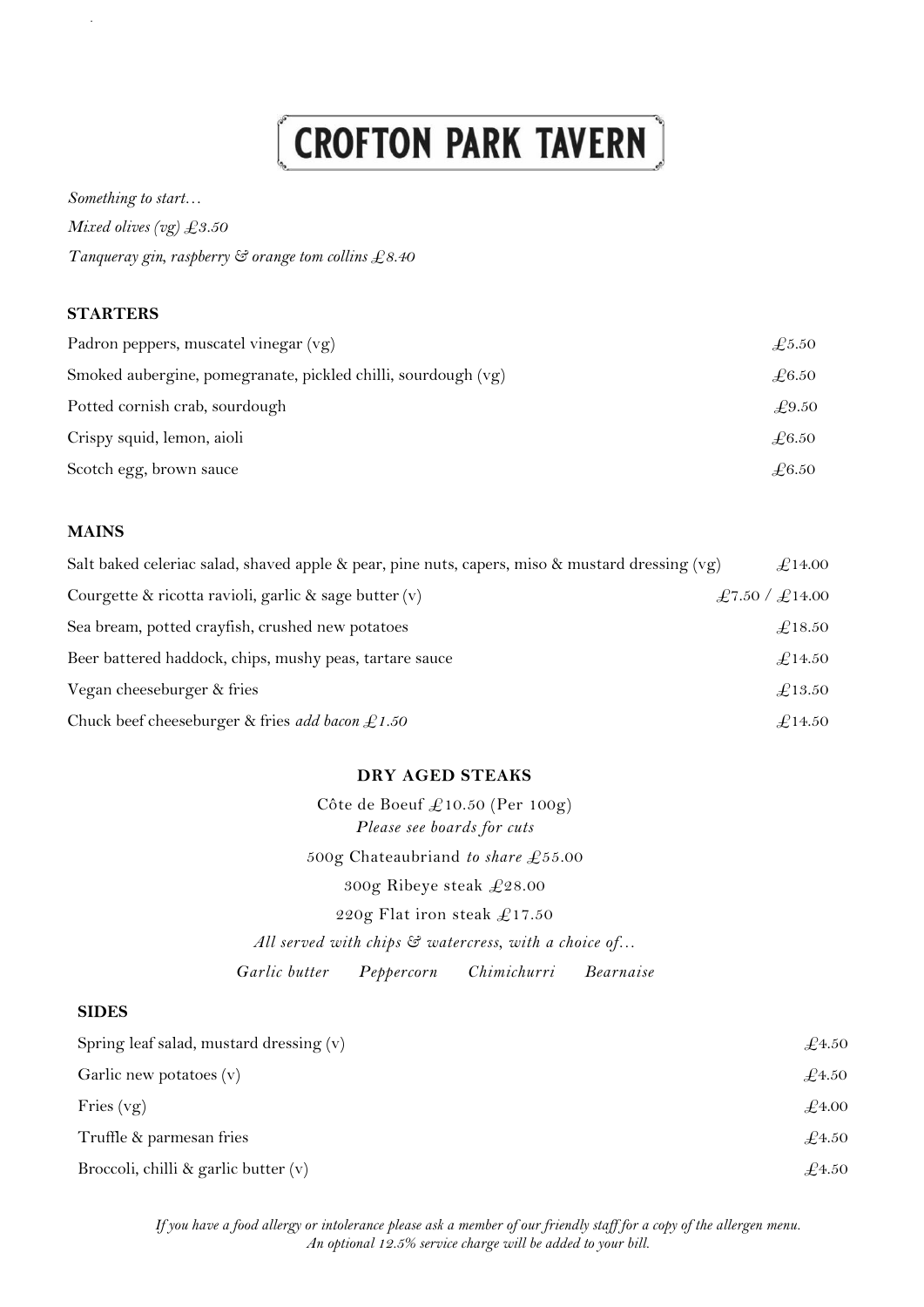# CROFTON PARK TAVERN

*Something to start…*

*Mixed olives (vg) £3.50*

*Tanqueray gin, raspberry & orange tom collins £8.40*

## STARTERS

| | |
|---|---|
| Padron peppers, muscatel vinegar (vg) | £5.50 |
| Smoked aubergine, pomegranate, pickled chilli, sourdough (vg) | £6.50 |
| Potted cornish crab, sourdough | £9.50 |
| Crispy squid, lemon, aioli | £6.50 |
| Scotch egg, brown sauce | £6.50 |

## MAINS

| | |
|---|---|
| Salt baked celeriac salad, shaved apple & pear, pine nuts, capers, miso & mustard dressing (vg) | £14.00 |
| Courgette & ricotta ravioli, garlic & sage butter (v) | £7.50 / £14.00 |
| Sea bream, potted crayfish, crushed new potatoes | £18.50 |
| Beer battered haddock, chips, mushy peas, tartare sauce | £14.50 |
| Vegan cheeseburger & fries | £13.50 |
| Chuck beef cheeseburger & fries *add bacon £1.50* | £14.50 |

## DRY AGED STEAKS

Côte de Boeuf £10.50 (Per 100g)

*Please see boards for cuts*

500g Chateaubriand *to share* £55.00

300g Ribeye steak £28.00

220g Flat iron steak £17.50

*All served with chips & watercress, with a choice of…*

*Garlic butter Peppercorn Chimichurri Bearnaise*

## SIDES

| | |
|---|---|
| Spring leaf salad, mustard dressing (v) | £4.50 |
| Garlic new potatoes (v) | £4.50 |
| Fries (vg) | £4.00 |
| Truffle & parmesan fries | £4.50 |
| Broccoli, chilli & garlic butter (v) | £4.50 |

*If you have a food allergy or intolerance please ask a member of our friendly staff for a copy of the allergen menu.*
*An optional 12.5% service charge will be added to your bill.*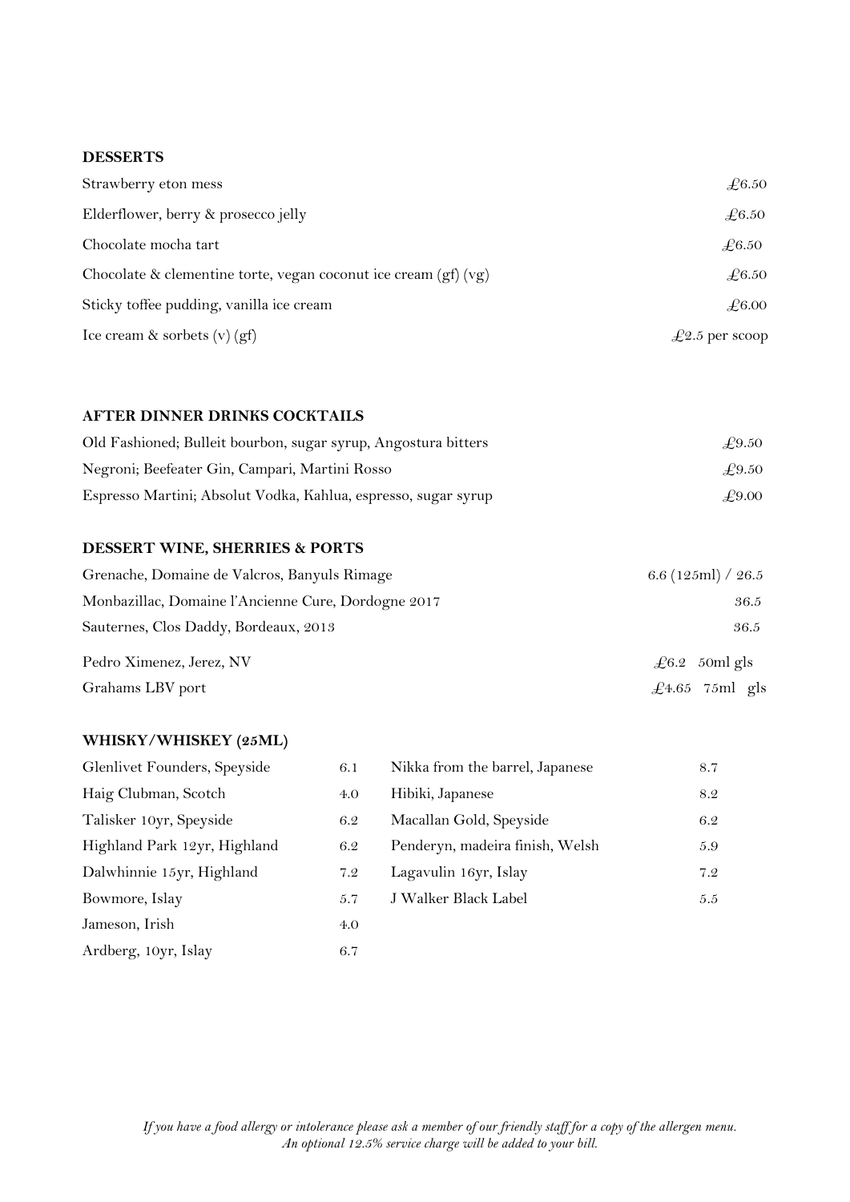## DESSERTS

| | |
|---|---|
| Strawberry eton mess | £6.50 |
| Elderflower, berry & prosecco jelly | £6.50 |
| Chocolate mocha tart | £6.50 |
| Chocolate & clementine torte, vegan coconut ice cream (gf) (vg) | £6.50 |
| Sticky toffee pudding, vanilla ice cream | £6.00 |
| Ice cream & sorbets (v) (gf) | £2.5 per scoop |

## AFTER DINNER DRINKS COCKTAILS

| | |
|---|---|
| Old Fashioned; Bulleit bourbon, sugar syrup, Angostura bitters | £9.50 |
| Negroni; Beefeater Gin, Campari, Martini Rosso | £9.50 |
| Espresso Martini; Absolut Vodka, Kahlua, espresso, sugar syrup | £9.00 |

## DESSERT WINE, SHERRIES & PORTS

| | |
|---|---|
| Grenache, Domaine de Valcros, Banyuls Rimage | 6.6 (125ml) / 26.5 |
| Monbazillac, Domaine l'Ancienne Cure, Dordogne 2017 | 36.5 |
| Sauternes, Clos Daddy, Bordeaux, 2013 | 36.5 |
| Pedro Ximenez, Jerez, NV | £6.2 50ml gls |
| Grahams LBV port | £4.65 75ml gls |

## WHISKY/WHISKEY (25ML)

| | | | |
|---|---|---|---|
| Glenlivet Founders, Speyside | 6.1 | Nikka from the barrel, Japanese | 8.7 |
| Haig Clubman, Scotch | 4.0 | Hibiki, Japanese | 8.2 |
| Talisker 10yr, Speyside | 6.2 | Macallan Gold, Speyside | 6.2 |
| Highland Park 12yr, Highland | 6.2 | Penderyn, madeira finish, Welsh | 5.9 |
| Dalwhinnie 15yr, Highland | 7.2 | Lagavulin 16yr, Islay | 7.2 |
| Bowmore, Islay | 5.7 | J Walker Black Label | 5.5 |
| Jameson, Irish | 4.0 | | |
| Ardberg, 10yr, Islay | 6.7 | | |

*If you have a food allergy or intolerance please ask a member of our friendly staff for a copy of the allergen menu.*
*An optional 12.5% service charge will be added to your bill.*